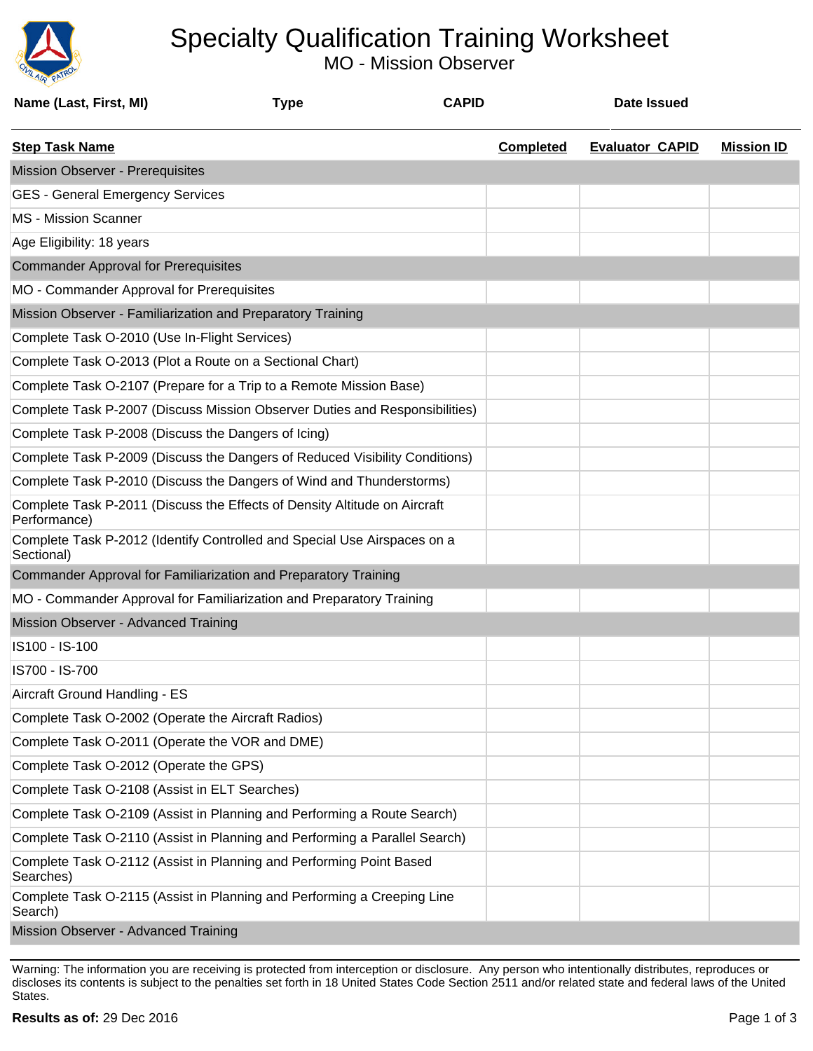# Specialty Qualification Training Worksheet

## MO - Mission Observer

| Name (Last, First, MI) | Type | CAPID | Date Issued |
|---|---|---|---|
| | | | |

| Step Task Name | Completed | Evaluator CAPID | Mission ID |
|---|---|---|---|
| Mission Observer - Prerequisites | | | |
| GES - General Emergency Services | | | |
| MS - Mission Scanner | | | |
| Age Eligibility: 18 years | | | |
| Commander Approval for Prerequisites | | | |
| MO - Commander Approval for Prerequisites | | | |
| Mission Observer - Familiarization and Preparatory Training | | | |
| Complete Task O-2010 (Use In-Flight Services) | | | |
| Complete Task O-2013 (Plot a Route on a Sectional Chart) | | | |
| Complete Task O-2107 (Prepare for a Trip to a Remote Mission Base) | | | |
| Complete Task P-2007 (Discuss Mission Observer Duties and Responsibilities) | | | |
| Complete Task P-2008 (Discuss the Dangers of Icing) | | | |
| Complete Task P-2009 (Discuss the Dangers of Reduced Visibility Conditions) | | | |
| Complete Task P-2010 (Discuss the Dangers of Wind and Thunderstorms) | | | |
| Complete Task P-2011 (Discuss the Effects of Density Altitude on Aircraft Performance) | | | |
| Complete Task P-2012 (Identify Controlled and Special Use Airspaces on a Sectional) | | | |
| Commander Approval for Familiarization and Preparatory Training | | | |
| MO - Commander Approval for Familiarization and Preparatory Training | | | |
| Mission Observer - Advanced Training | | | |
| IS100 - IS-100 | | | |
| IS700 - IS-700 | | | |
| Aircraft Ground Handling - ES | | | |
| Complete Task O-2002 (Operate the Aircraft Radios) | | | |
| Complete Task O-2011 (Operate the VOR and DME) | | | |
| Complete Task O-2012 (Operate the GPS) | | | |
| Complete Task O-2108 (Assist in ELT Searches) | | | |
| Complete Task O-2109 (Assist in Planning and Performing a Route Search) | | | |
| Complete Task O-2110 (Assist in Planning and Performing a Parallel Search) | | | |
| Complete Task O-2112 (Assist in Planning and Performing Point Based Searches) | | | |
| Complete Task O-2115 (Assist in Planning and Performing a Creeping Line Search) | | | |
| Mission Observer - Advanced Training | | | |

Warning: The information you are receiving is protected from interception or disclosure. Any person who intentionally distributes, reproduces or discloses its contents is subject to the penalties set forth in 18 United States Code Section 2511 and/or related state and federal laws of the United States.

**Results as of:** 29 Dec 2016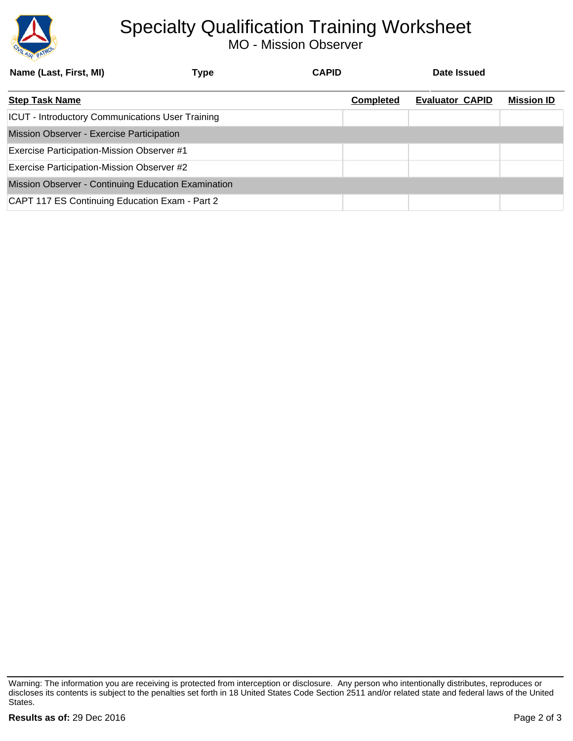# Specialty Qualification Training Worksheet

MO - Mission Observer

| Name (Last, First, MI) | Type | CAPID | Date Issued |
|---|---|---|---|
| | | | |

| Step Task Name | Completed | Evaluator CAPID | Mission ID |
|---|---|---|---|
| ICUT - Introductory Communications User Training | | | |
| **Mission Observer - Exercise Participation** | | | |
| Exercise Participation-Mission Observer #1 | | | |
| Exercise Participation-Mission Observer #2 | | | |
| **Mission Observer - Continuing Education Examination** | | | |
| CAPT 117 ES Continuing Education Exam - Part 2 | | | |

Warning: The information you are receiving is protected from interception or disclosure. Any person who intentionally distributes, reproduces or discloses its contents is subject to the penalties set forth in 18 United States Code Section 2511 and/or related state and federal laws of the United States.

**Results as of:** 29 Dec 2016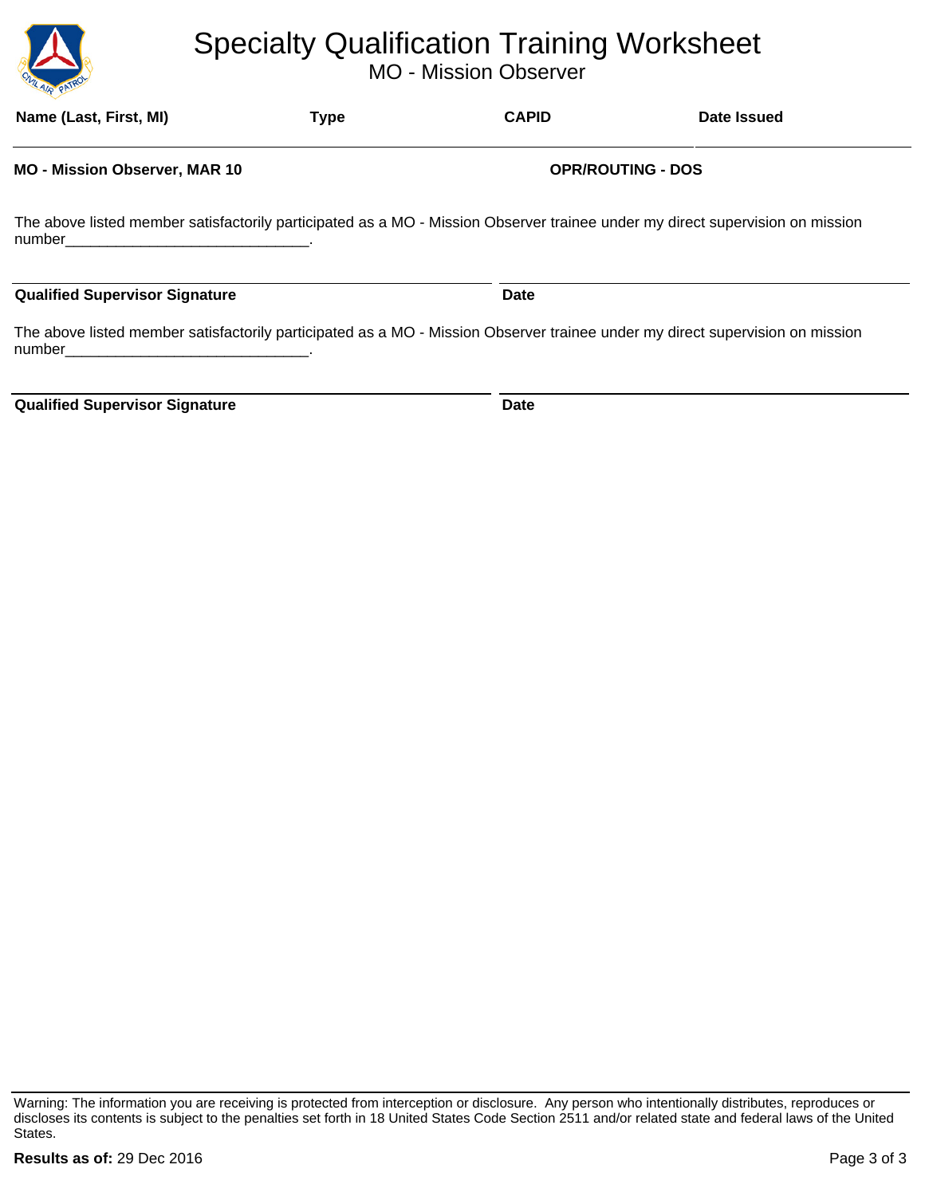# Specialty Qualification Training Worksheet

MO - Mission Observer

| Name (Last, First, MI) | Type | CAPID | Date Issued |
| --- | --- | --- | --- |
| | | | |

**MO - Mission Observer, MAR 10** **OPR/ROUTING - DOS**

The above listed member satisfactorily participated as a MO - Mission Observer trainee under my direct supervision on mission number______________________________.

| | |
| --- | --- |
| **Qualified Supervisor Signature** | **Date** |

The above listed member satisfactorily participated as a MO - Mission Observer trainee under my direct supervision on mission number______________________________.

| | |
| --- | --- |
| **Qualified Supervisor Signature** | **Date** |

Warning: The information you are receiving is protected from interception or disclosure. Any person who intentionally distributes, reproduces or discloses its contents is subject to the penalties set forth in 18 United States Code Section 2511 and/or related state and federal laws of the United States.

**Results as of:** 29 Dec 2016